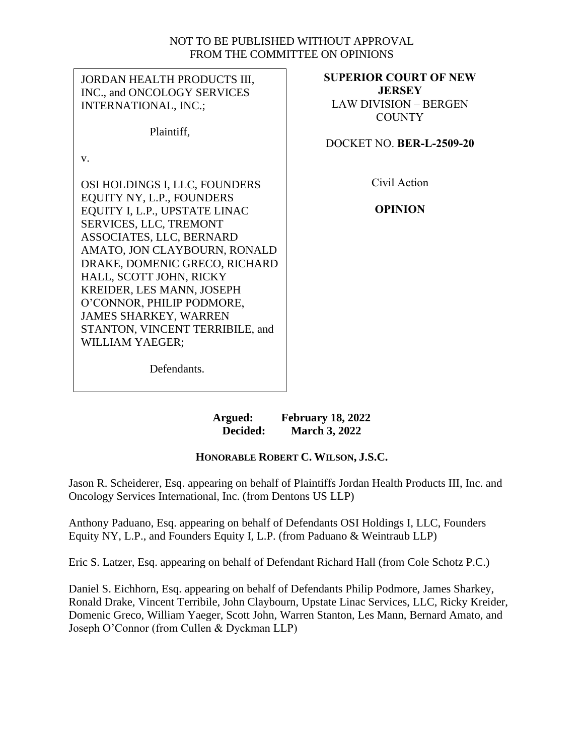NOT TO BE PUBLISHED WITHOUT APPROVAL
FROM THE COMMITTEE ON OPINIONS

| JORDAN HEALTH PRODUCTS III, INC., and ONCOLOGY SERVICES INTERNATIONAL, INC.;<br><br>Plaintiff,<br><br>v.<br><br>OSI HOLDINGS I, LLC, FOUNDERS EQUITY NY, L.P., FOUNDERS EQUITY I, L.P., UPSTATE LINAC SERVICES, LLC, TREMONT ASSOCIATES, LLC, BERNARD AMATO, JON CLAYBOURN, RONALD DRAKE, DOMENIC GRECO, RICHARD HALL, SCOTT JOHN, RICKY KREIDER, LES MANN, JOSEPH O'CONNOR, PHILIP PODMORE, JAMES SHARKEY, WARREN STANTON, VINCENT TERRIBILE, and WILLIAM YAEGER;<br><br>Defendants. | **SUPERIOR COURT OF NEW JERSEY**<br>LAW DIVISION – BERGEN COUNTY<br><br>DOCKET NO. **BER-L-2509-20**<br><br>Civil Action<br><br>**OPINION** |
|---|---|

**Argued: February 18, 2022**
**Decided: March 3, 2022**

**HONORABLE ROBERT C. WILSON, J.S.C.**

Jason R. Scheiderer, Esq. appearing on behalf of Plaintiffs Jordan Health Products III, Inc. and Oncology Services International, Inc. (from Dentons US LLP)

Anthony Paduano, Esq. appearing on behalf of Defendants OSI Holdings I, LLC, Founders Equity NY, L.P., and Founders Equity I, L.P. (from Paduano & Weintraub LLP)

Eric S. Latzer, Esq. appearing on behalf of Defendant Richard Hall (from Cole Schotz P.C.)

Daniel S. Eichhorn, Esq. appearing on behalf of Defendants Philip Podmore, James Sharkey, Ronald Drake, Vincent Terribile, John Claybourn, Upstate Linac Services, LLC, Ricky Kreider, Domenic Greco, William Yaeger, Scott John, Warren Stanton, Les Mann, Bernard Amato, and Joseph O'Connor (from Cullen & Dyckman LLP)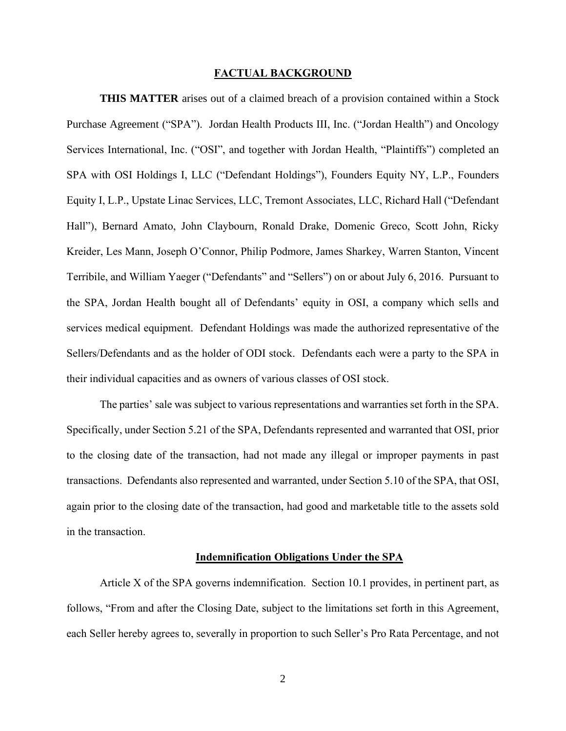## FACTUAL BACKGROUND

**THIS MATTER** arises out of a claimed breach of a provision contained within a Stock Purchase Agreement ("SPA"). Jordan Health Products III, Inc. ("Jordan Health") and Oncology Services International, Inc. ("OSI", and together with Jordan Health, "Plaintiffs") completed an SPA with OSI Holdings I, LLC ("Defendant Holdings"), Founders Equity NY, L.P., Founders Equity I, L.P., Upstate Linac Services, LLC, Tremont Associates, LLC, Richard Hall ("Defendant Hall"), Bernard Amato, John Claybourn, Ronald Drake, Domenic Greco, Scott John, Ricky Kreider, Les Mann, Joseph O'Connor, Philip Podmore, James Sharkey, Warren Stanton, Vincent Terribile, and William Yaeger ("Defendants" and "Sellers") on or about July 6, 2016. Pursuant to the SPA, Jordan Health bought all of Defendants' equity in OSI, a company which sells and services medical equipment. Defendant Holdings was made the authorized representative of the Sellers/Defendants and as the holder of ODI stock. Defendants each were a party to the SPA in their individual capacities and as owners of various classes of OSI stock.

The parties' sale was subject to various representations and warranties set forth in the SPA. Specifically, under Section 5.21 of the SPA, Defendants represented and warranted that OSI, prior to the closing date of the transaction, had not made any illegal or improper payments in past transactions. Defendants also represented and warranted, under Section 5.10 of the SPA, that OSI, again prior to the closing date of the transaction, had good and marketable title to the assets sold in the transaction.

### Indemnification Obligations Under the SPA

Article X of the SPA governs indemnification. Section 10.1 provides, in pertinent part, as follows, "From and after the Closing Date, subject to the limitations set forth in this Agreement, each Seller hereby agrees to, severally in proportion to such Seller's Pro Rata Percentage, and not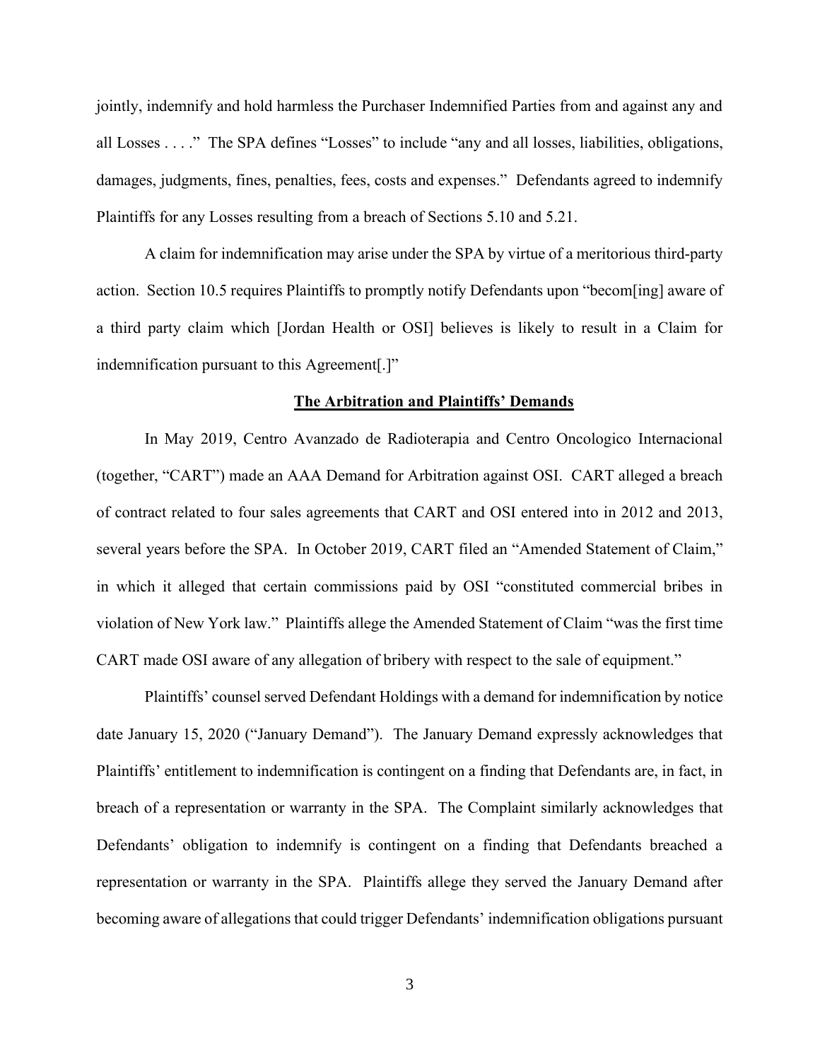jointly, indemnify and hold harmless the Purchaser Indemnified Parties from and against any and all Losses . . . ." The SPA defines "Losses" to include "any and all losses, liabilities, obligations, damages, judgments, fines, penalties, fees, costs and expenses." Defendants agreed to indemnify Plaintiffs for any Losses resulting from a breach of Sections 5.10 and 5.21.

A claim for indemnification may arise under the SPA by virtue of a meritorious third-party action. Section 10.5 requires Plaintiffs to promptly notify Defendants upon "becom[ing] aware of a third party claim which [Jordan Health or OSI] believes is likely to result in a Claim for indemnification pursuant to this Agreement[.]"

**The Arbitration and Plaintiffs' Demands**

In May 2019, Centro Avanzado de Radioterapia and Centro Oncologico Internacional (together, "CART") made an AAA Demand for Arbitration against OSI. CART alleged a breach of contract related to four sales agreements that CART and OSI entered into in 2012 and 2013, several years before the SPA. In October 2019, CART filed an "Amended Statement of Claim," in which it alleged that certain commissions paid by OSI "constituted commercial bribes in violation of New York law." Plaintiffs allege the Amended Statement of Claim "was the first time CART made OSI aware of any allegation of bribery with respect to the sale of equipment."

Plaintiffs' counsel served Defendant Holdings with a demand for indemnification by notice date January 15, 2020 ("January Demand"). The January Demand expressly acknowledges that Plaintiffs' entitlement to indemnification is contingent on a finding that Defendants are, in fact, in breach of a representation or warranty in the SPA. The Complaint similarly acknowledges that Defendants' obligation to indemnify is contingent on a finding that Defendants breached a representation or warranty in the SPA. Plaintiffs allege they served the January Demand after becoming aware of allegations that could trigger Defendants' indemnification obligations pursuant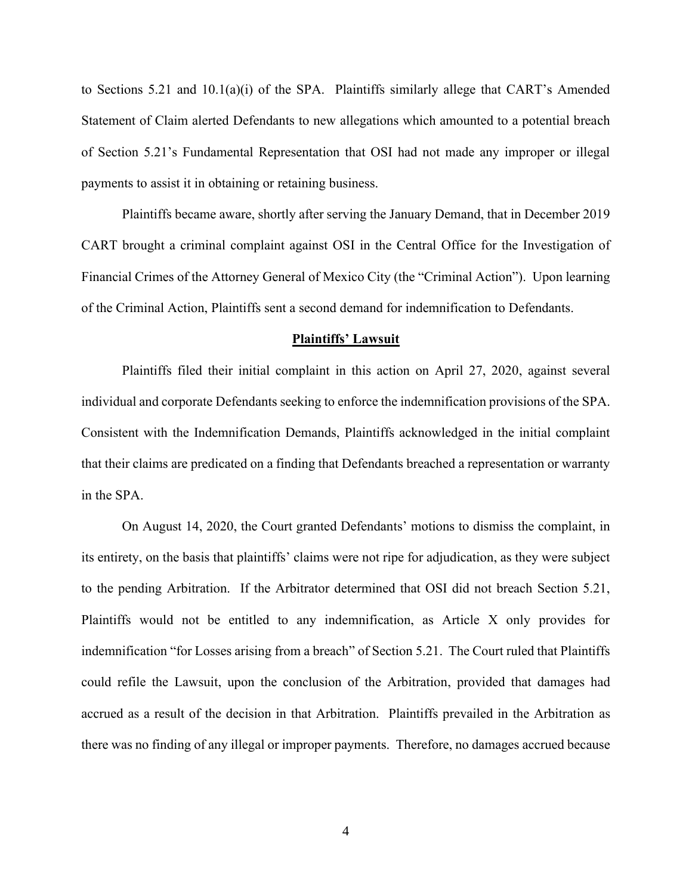to Sections 5.21 and 10.1(a)(i) of the SPA. Plaintiffs similarly allege that CART's Amended Statement of Claim alerted Defendants to new allegations which amounted to a potential breach of Section 5.21's Fundamental Representation that OSI had not made any improper or illegal payments to assist it in obtaining or retaining business.

Plaintiffs became aware, shortly after serving the January Demand, that in December 2019 CART brought a criminal complaint against OSI in the Central Office for the Investigation of Financial Crimes of the Attorney General of Mexico City (the "Criminal Action"). Upon learning of the Criminal Action, Plaintiffs sent a second demand for indemnification to Defendants.

**Plaintiffs' Lawsuit**

Plaintiffs filed their initial complaint in this action on April 27, 2020, against several individual and corporate Defendants seeking to enforce the indemnification provisions of the SPA. Consistent with the Indemnification Demands, Plaintiffs acknowledged in the initial complaint that their claims are predicated on a finding that Defendants breached a representation or warranty in the SPA.

On August 14, 2020, the Court granted Defendants' motions to dismiss the complaint, in its entirety, on the basis that plaintiffs' claims were not ripe for adjudication, as they were subject to the pending Arbitration. If the Arbitrator determined that OSI did not breach Section 5.21, Plaintiffs would not be entitled to any indemnification, as Article X only provides for indemnification "for Losses arising from a breach" of Section 5.21. The Court ruled that Plaintiffs could refile the Lawsuit, upon the conclusion of the Arbitration, provided that damages had accrued as a result of the decision in that Arbitration. Plaintiffs prevailed in the Arbitration as there was no finding of any illegal or improper payments. Therefore, no damages accrued because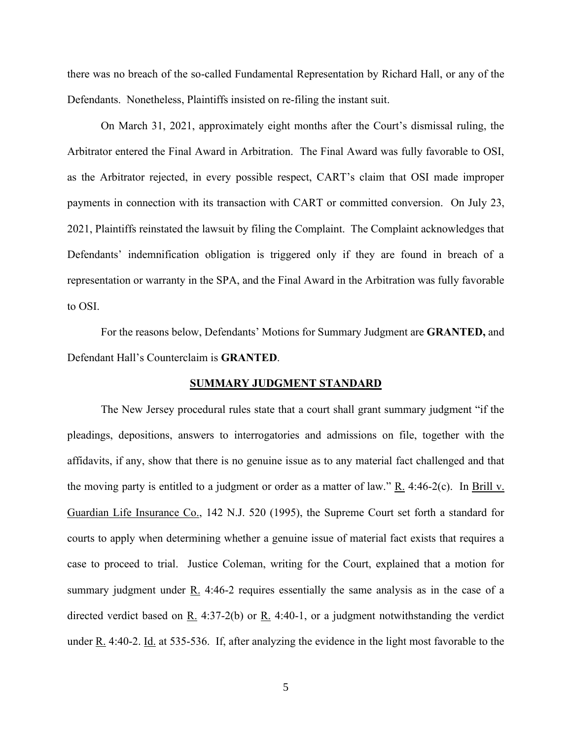there was no breach of the so-called Fundamental Representation by Richard Hall, or any of the Defendants. Nonetheless, Plaintiffs insisted on re-filing the instant suit.

On March 31, 2021, approximately eight months after the Court's dismissal ruling, the Arbitrator entered the Final Award in Arbitration. The Final Award was fully favorable to OSI, as the Arbitrator rejected, in every possible respect, CART's claim that OSI made improper payments in connection with its transaction with CART or committed conversion. On July 23, 2021, Plaintiffs reinstated the lawsuit by filing the Complaint. The Complaint acknowledges that Defendants' indemnification obligation is triggered only if they are found in breach of a representation or warranty in the SPA, and the Final Award in the Arbitration was fully favorable to OSI.

For the reasons below, Defendants' Motions for Summary Judgment are **GRANTED,** and Defendant Hall's Counterclaim is **GRANTED**.

## SUMMARY JUDGMENT STANDARD

The New Jersey procedural rules state that a court shall grant summary judgment "if the pleadings, depositions, answers to interrogatories and admissions on file, together with the affidavits, if any, show that there is no genuine issue as to any material fact challenged and that the moving party is entitled to a judgment or order as a matter of law." R. 4:46-2(c). In Brill v. Guardian Life Insurance Co., 142 N.J. 520 (1995), the Supreme Court set forth a standard for courts to apply when determining whether a genuine issue of material fact exists that requires a case to proceed to trial. Justice Coleman, writing for the Court, explained that a motion for summary judgment under R. 4:46-2 requires essentially the same analysis as in the case of a directed verdict based on R. 4:37-2(b) or R. 4:40-1, or a judgment notwithstanding the verdict under R. 4:40-2. Id. at 535-536. If, after analyzing the evidence in the light most favorable to the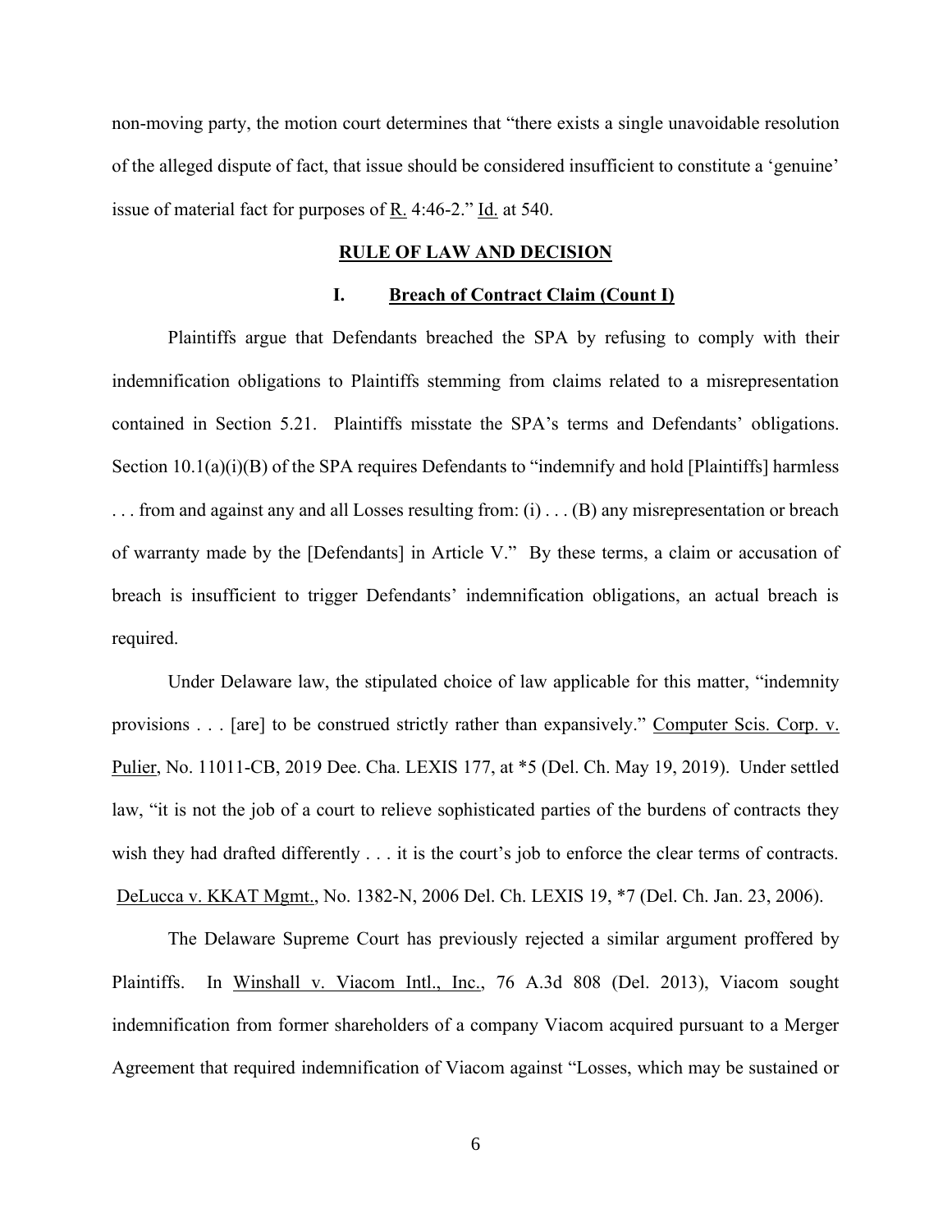non-moving party, the motion court determines that "there exists a single unavoidable resolution of the alleged dispute of fact, that issue should be considered insufficient to constitute a 'genuine' issue of material fact for purposes of R. 4:46-2." Id. at 540.

## RULE OF LAW AND DECISION

### I. Breach of Contract Claim (Count I)

Plaintiffs argue that Defendants breached the SPA by refusing to comply with their indemnification obligations to Plaintiffs stemming from claims related to a misrepresentation contained in Section 5.21. Plaintiffs misstate the SPA's terms and Defendants' obligations. Section 10.1(a)(i)(B) of the SPA requires Defendants to "indemnify and hold [Plaintiffs] harmless . . . from and against any and all Losses resulting from: (i) . . . (B) any misrepresentation or breach of warranty made by the [Defendants] in Article V." By these terms, a claim or accusation of breach is insufficient to trigger Defendants' indemnification obligations, an actual breach is required.

Under Delaware law, the stipulated choice of law applicable for this matter, "indemnity provisions . . . [are] to be construed strictly rather than expansively." Computer Scis. Corp. v. Pulier, No. 11011-CB, 2019 Dee. Cha. LEXIS 177, at *5 (Del. Ch. May 19, 2019). Under settled law, "it is not the job of a court to relieve sophisticated parties of the burdens of contracts they wish they had drafted differently . . . it is the court's job to enforce the clear terms of contracts. DeLucca v. KKAT Mgmt., No. 1382-N, 2006 Del. Ch. LEXIS 19, *7 (Del. Ch. Jan. 23, 2006).

The Delaware Supreme Court has previously rejected a similar argument proffered by Plaintiffs. In Winshall v. Viacom Intl., Inc., 76 A.3d 808 (Del. 2013), Viacom sought indemnification from former shareholders of a company Viacom acquired pursuant to a Merger Agreement that required indemnification of Viacom against "Losses, which may be sustained or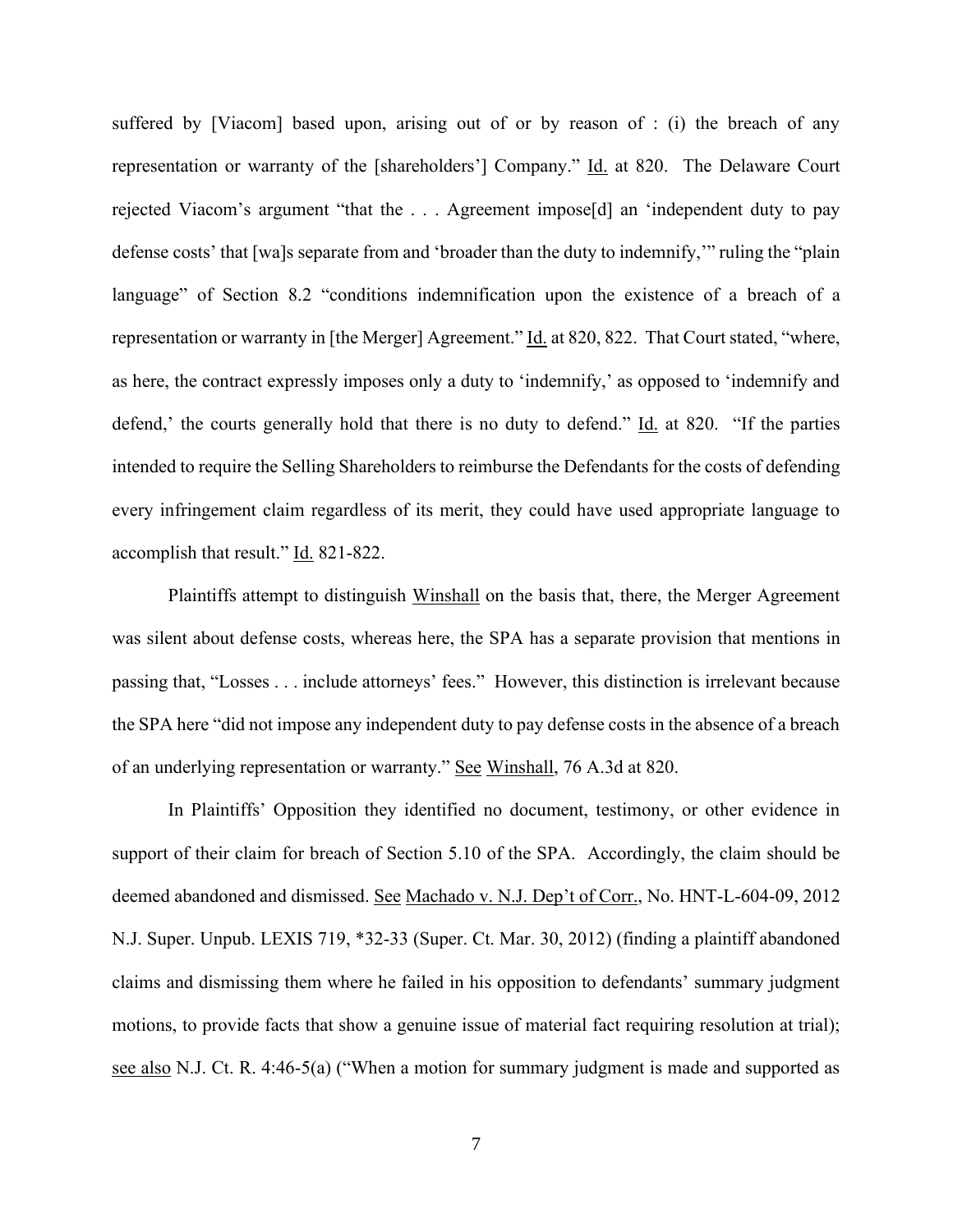suffered by [Viacom] based upon, arising out of or by reason of : (i) the breach of any representation or warranty of the [shareholders'] Company." Id. at 820. The Delaware Court rejected Viacom's argument "that the . . . Agreement impose[d] an 'independent duty to pay defense costs' that [wa]s separate from and 'broader than the duty to indemnify,'" ruling the "plain language" of Section 8.2 "conditions indemnification upon the existence of a breach of a representation or warranty in [the Merger] Agreement." Id. at 820, 822. That Court stated, "where, as here, the contract expressly imposes only a duty to 'indemnify,' as opposed to 'indemnify and defend,' the courts generally hold that there is no duty to defend." Id. at 820. "If the parties intended to require the Selling Shareholders to reimburse the Defendants for the costs of defending every infringement claim regardless of its merit, they could have used appropriate language to accomplish that result." Id. 821-822.

Plaintiffs attempt to distinguish Winshall on the basis that, there, the Merger Agreement was silent about defense costs, whereas here, the SPA has a separate provision that mentions in passing that, "Losses . . . include attorneys' fees." However, this distinction is irrelevant because the SPA here "did not impose any independent duty to pay defense costs in the absence of a breach of an underlying representation or warranty." See Winshall, 76 A.3d at 820.

In Plaintiffs' Opposition they identified no document, testimony, or other evidence in support of their claim for breach of Section 5.10 of the SPA. Accordingly, the claim should be deemed abandoned and dismissed. See Machado v. N.J. Dep't of Corr., No. HNT-L-604-09, 2012 N.J. Super. Unpub. LEXIS 719, *32-33 (Super. Ct. Mar. 30, 2012) (finding a plaintiff abandoned claims and dismissing them where he failed in his opposition to defendants' summary judgment motions, to provide facts that show a genuine issue of material fact requiring resolution at trial); see also N.J. Ct. R. 4:46-5(a) ("When a motion for summary judgment is made and supported as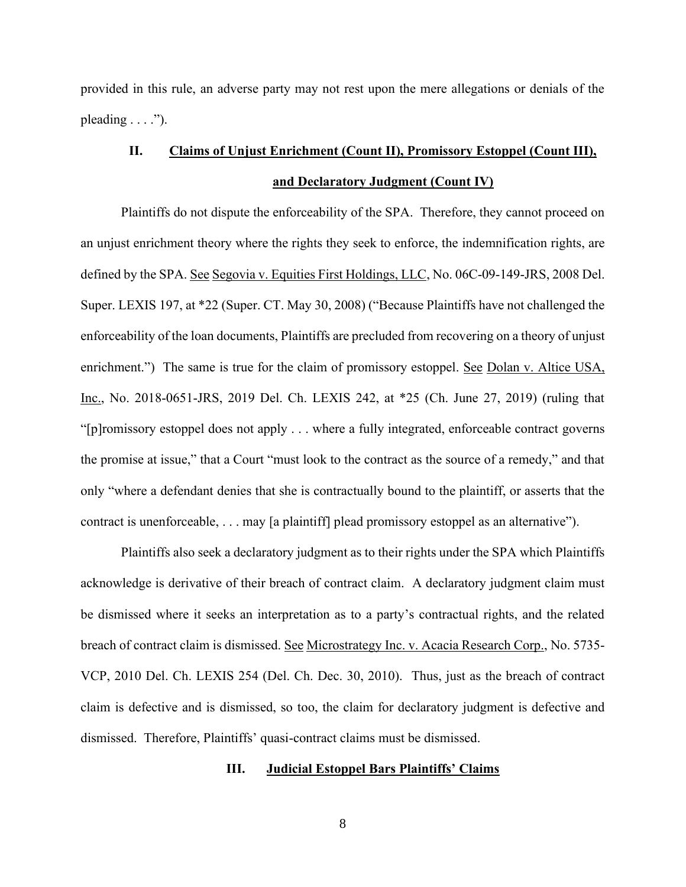provided in this rule, an adverse party may not rest upon the mere allegations or denials of the pleading . . . .").

## II. Claims of Unjust Enrichment (Count II), Promissory Estoppel (Count III), and Declaratory Judgment (Count IV)

Plaintiffs do not dispute the enforceability of the SPA. Therefore, they cannot proceed on an unjust enrichment theory where the rights they seek to enforce, the indemnification rights, are defined by the SPA. See Segovia v. Equities First Holdings, LLC, No. 06C-09-149-JRS, 2008 Del. Super. LEXIS 197, at *22 (Super. CT. May 30, 2008) ("Because Plaintiffs have not challenged the enforceability of the loan documents, Plaintiffs are precluded from recovering on a theory of unjust enrichment.") The same is true for the claim of promissory estoppel. See Dolan v. Altice USA, Inc., No. 2018-0651-JRS, 2019 Del. Ch. LEXIS 242, at *25 (Ch. June 27, 2019) (ruling that "[p]romissory estoppel does not apply . . . where a fully integrated, enforceable contract governs the promise at issue," that a Court "must look to the contract as the source of a remedy," and that only "where a defendant denies that she is contractually bound to the plaintiff, or asserts that the contract is unenforceable, . . . may [a plaintiff] plead promissory estoppel as an alternative").

Plaintiffs also seek a declaratory judgment as to their rights under the SPA which Plaintiffs acknowledge is derivative of their breach of contract claim. A declaratory judgment claim must be dismissed where it seeks an interpretation as to a party's contractual rights, and the related breach of contract claim is dismissed. See Microstrategy Inc. v. Acacia Research Corp., No. 5735-VCP, 2010 Del. Ch. LEXIS 254 (Del. Ch. Dec. 30, 2010). Thus, just as the breach of contract claim is defective and is dismissed, so too, the claim for declaratory judgment is defective and dismissed. Therefore, Plaintiffs' quasi-contract claims must be dismissed.

## III. Judicial Estoppel Bars Plaintiffs' Claims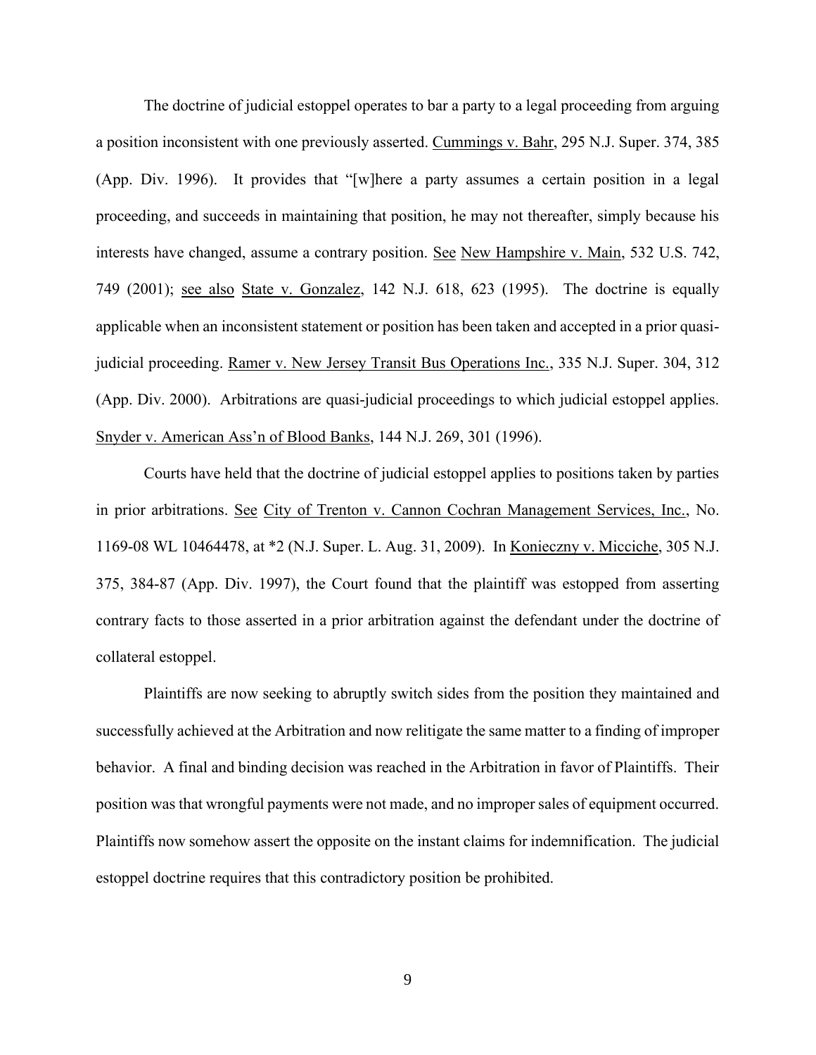The doctrine of judicial estoppel operates to bar a party to a legal proceeding from arguing a position inconsistent with one previously asserted. Cummings v. Bahr, 295 N.J. Super. 374, 385 (App. Div. 1996). It provides that "[w]here a party assumes a certain position in a legal proceeding, and succeeds in maintaining that position, he may not thereafter, simply because his interests have changed, assume a contrary position. See New Hampshire v. Main, 532 U.S. 742, 749 (2001); see also State v. Gonzalez, 142 N.J. 618, 623 (1995). The doctrine is equally applicable when an inconsistent statement or position has been taken and accepted in a prior quasi-judicial proceeding. Ramer v. New Jersey Transit Bus Operations Inc., 335 N.J. Super. 304, 312 (App. Div. 2000). Arbitrations are quasi-judicial proceedings to which judicial estoppel applies. Snyder v. American Ass'n of Blood Banks, 144 N.J. 269, 301 (1996).

Courts have held that the doctrine of judicial estoppel applies to positions taken by parties in prior arbitrations. See City of Trenton v. Cannon Cochran Management Services, Inc., No. 1169-08 WL 10464478, at *2 (N.J. Super. L. Aug. 31, 2009). In Konieczny v. Micciche, 305 N.J. 375, 384-87 (App. Div. 1997), the Court found that the plaintiff was estopped from asserting contrary facts to those asserted in a prior arbitration against the defendant under the doctrine of collateral estoppel.

Plaintiffs are now seeking to abruptly switch sides from the position they maintained and successfully achieved at the Arbitration and now relitigate the same matter to a finding of improper behavior. A final and binding decision was reached in the Arbitration in favor of Plaintiffs. Their position was that wrongful payments were not made, and no improper sales of equipment occurred. Plaintiffs now somehow assert the opposite on the instant claims for indemnification. The judicial estoppel doctrine requires that this contradictory position be prohibited.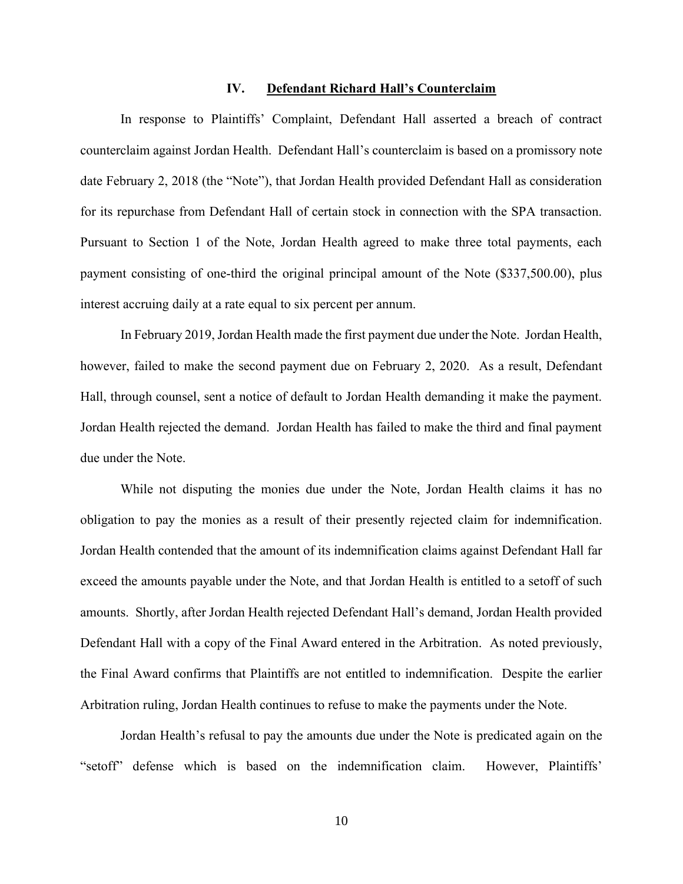## IV. Defendant Richard Hall's Counterclaim

In response to Plaintiffs' Complaint, Defendant Hall asserted a breach of contract counterclaim against Jordan Health. Defendant Hall's counterclaim is based on a promissory note date February 2, 2018 (the "Note"), that Jordan Health provided Defendant Hall as consideration for its repurchase from Defendant Hall of certain stock in connection with the SPA transaction. Pursuant to Section 1 of the Note, Jordan Health agreed to make three total payments, each payment consisting of one-third the original principal amount of the Note ($337,500.00), plus interest accruing daily at a rate equal to six percent per annum.

In February 2019, Jordan Health made the first payment due under the Note. Jordan Health, however, failed to make the second payment due on February 2, 2020. As a result, Defendant Hall, through counsel, sent a notice of default to Jordan Health demanding it make the payment. Jordan Health rejected the demand. Jordan Health has failed to make the third and final payment due under the Note.

While not disputing the monies due under the Note, Jordan Health claims it has no obligation to pay the monies as a result of their presently rejected claim for indemnification. Jordan Health contended that the amount of its indemnification claims against Defendant Hall far exceed the amounts payable under the Note, and that Jordan Health is entitled to a setoff of such amounts. Shortly, after Jordan Health rejected Defendant Hall's demand, Jordan Health provided Defendant Hall with a copy of the Final Award entered in the Arbitration. As noted previously, the Final Award confirms that Plaintiffs are not entitled to indemnification. Despite the earlier Arbitration ruling, Jordan Health continues to refuse to make the payments under the Note.

Jordan Health's refusal to pay the amounts due under the Note is predicated again on the "setoff" defense which is based on the indemnification claim. However, Plaintiffs'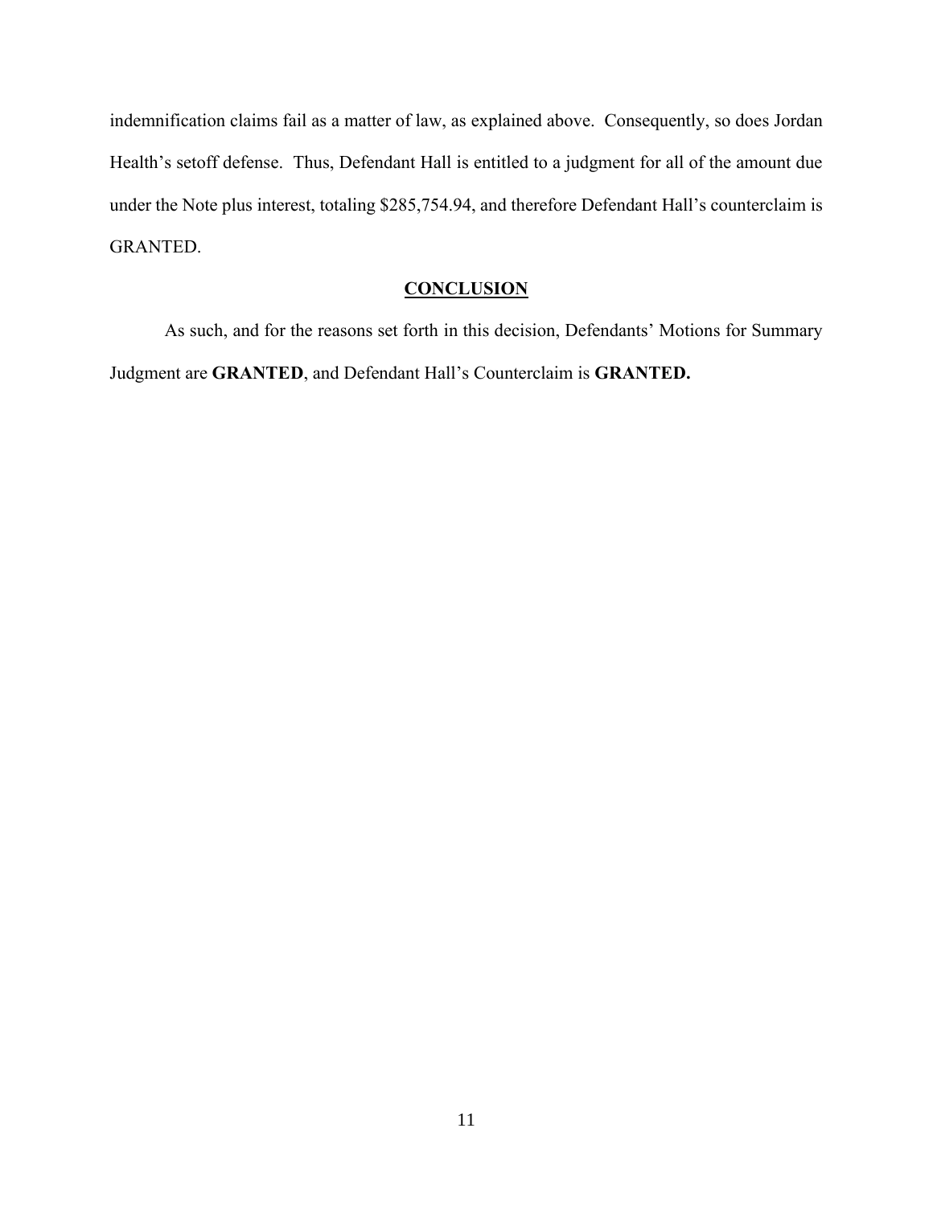indemnification claims fail as a matter of law, as explained above. Consequently, so does Jordan Health's setoff defense. Thus, Defendant Hall is entitled to a judgment for all of the amount due under the Note plus interest, totaling $285,754.94, and therefore Defendant Hall's counterclaim is GRANTED.

## CONCLUSION

As such, and for the reasons set forth in this decision, Defendants' Motions for Summary Judgment are **GRANTED**, and Defendant Hall's Counterclaim is **GRANTED.**